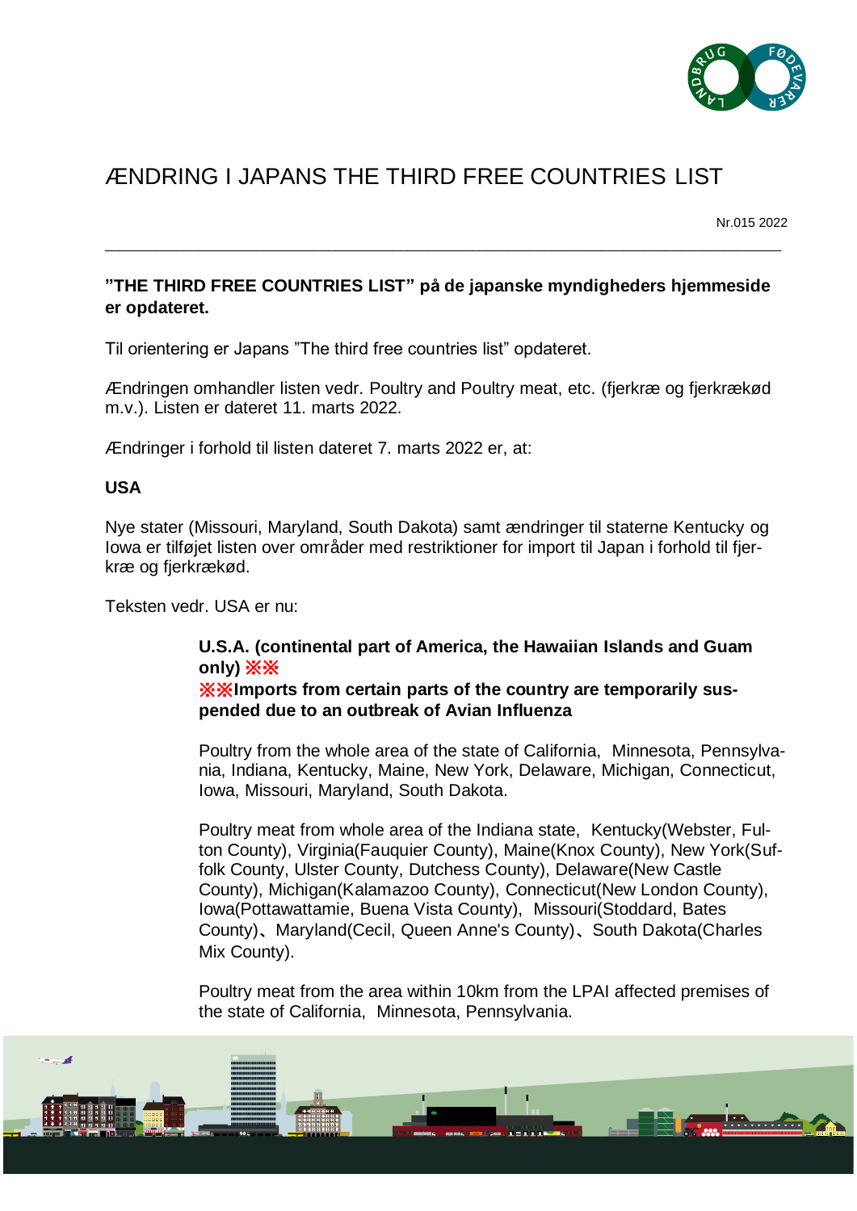# ÆNDRING I JAPANS THE THIRD FREE COUNTRIES LIST

Nr.015 2022

---

**"THE THIRD FREE COUNTRIES LIST" på de japanske myndigheders hjemmeside er opdateret.**

Til orientering er Japans "The third free countries list" opdateret.

Ændringen omhandler listen vedr. Poultry and Poultry meat, etc. (fjerkræ og fjerkrækød m.v.). Listen er dateret 11. marts 2022.

Ændringer i forhold til listen dateret 7. marts 2022 er, at:

**USA**

Nye stater (Missouri, Maryland, South Dakota) samt ændringer til staterne Kentucky og Iowa er tilføjet listen over områder med restriktioner for import til Japan i forhold til fjerkræ og fjerkrækød.

Teksten vedr. USA er nu:

> **U.S.A. (continental part of America, the Hawaiian Islands and Guam only) ※※**
> **※※Imports from certain parts of the country are temporarily suspended due to an outbreak of Avian Influenza**
>
> Poultry from the whole area of the state of California, Minnesota, Pennsylvania, Indiana, Kentucky, Maine, New York, Delaware, Michigan, Connecticut, Iowa, Missouri, Maryland, South Dakota.
>
> Poultry meat from whole area of the Indiana state, Kentucky(Webster, Fulton County), Virginia(Fauquier County), Maine(Knox County), New York(Suffolk County, Ulster County, Dutchess County), Delaware(New Castle County), Michigan(Kalamazoo County), Connecticut(New London County), Iowa(Pottawattamie, Buena Vista County), Missouri(Stoddard, Bates County)、Maryland(Cecil, Queen Anne's County)、South Dakota(Charles Mix County).
>
> Poultry meat from the area within 10km from the LPAI affected premises of the state of California, Minnesota, Pennsylvania.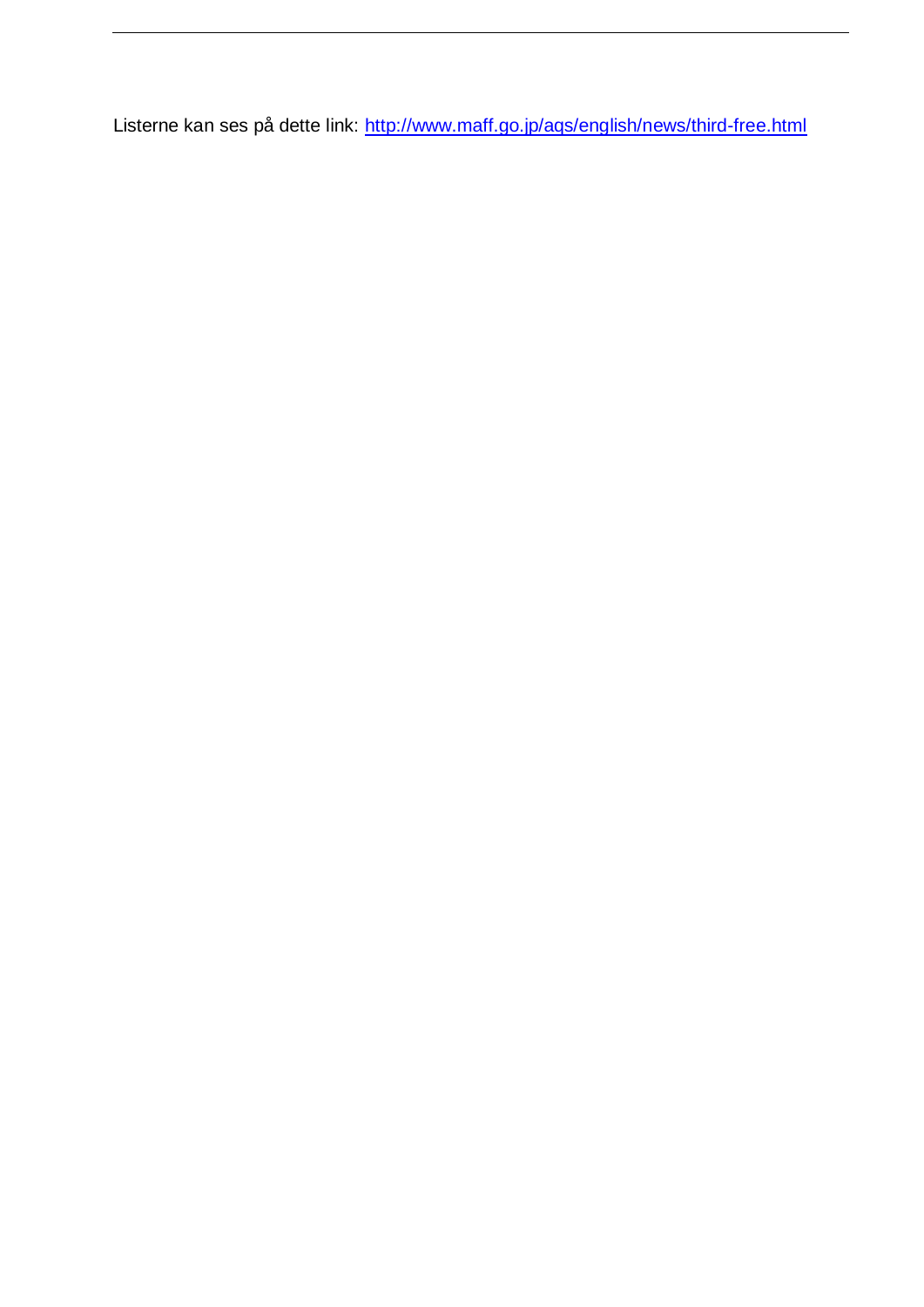Listerne kan ses på dette link: http://www.maff.go.jp/aqs/english/news/third-free.html